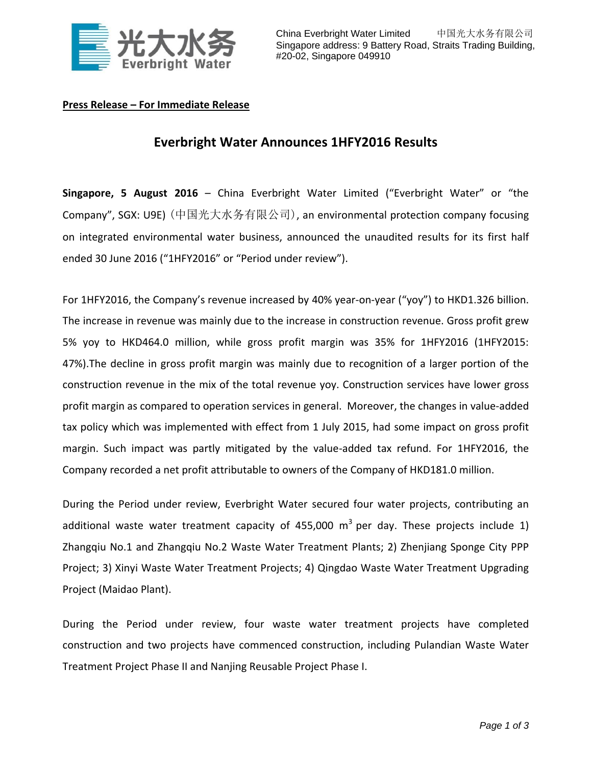China Everbright Water Limited 中国光大水务有限公司
Singapore address: 9 Battery Road, Straits Trading Building, #20-02, Singapore 049910

**Press Release – For Immediate Release**

# Everbright Water Announces 1HFY2016 Results

**Singapore, 5 August 2016** – China Everbright Water Limited ("Everbright Water" or "the Company", SGX: U9E)（中国光大水务有限公司）, an environmental protection company focusing on integrated environmental water business, announced the unaudited results for its first half ended 30 June 2016 ("1HFY2016" or "Period under review").

For 1HFY2016, the Company's revenue increased by 40% year-on-year ("yoy") to HKD1.326 billion. The increase in revenue was mainly due to the increase in construction revenue. Gross profit grew 5% yoy to HKD464.0 million, while gross profit margin was 35% for 1HFY2016 (1HFY2015: 47%).The decline in gross profit margin was mainly due to recognition of a larger portion of the construction revenue in the mix of the total revenue yoy. Construction services have lower gross profit margin as compared to operation services in general. Moreover, the changes in value-added tax policy which was implemented with effect from 1 July 2015, had some impact on gross profit margin. Such impact was partly mitigated by the value-added tax refund. For 1HFY2016, the Company recorded a net profit attributable to owners of the Company of HKD181.0 million.

During the Period under review, Everbright Water secured four water projects, contributing an additional waste water treatment capacity of 455,000 $m^3$ per day. These projects include 1) Zhangqiu No.1 and Zhangqiu No.2 Waste Water Treatment Plants; 2) Zhenjiang Sponge City PPP Project; 3) Xinyi Waste Water Treatment Projects; 4) Qingdao Waste Water Treatment Upgrading Project (Maidao Plant).

During the Period under review, four waste water treatment projects have completed construction and two projects have commenced construction, including Pulandian Waste Water Treatment Project Phase II and Nanjing Reusable Project Phase I.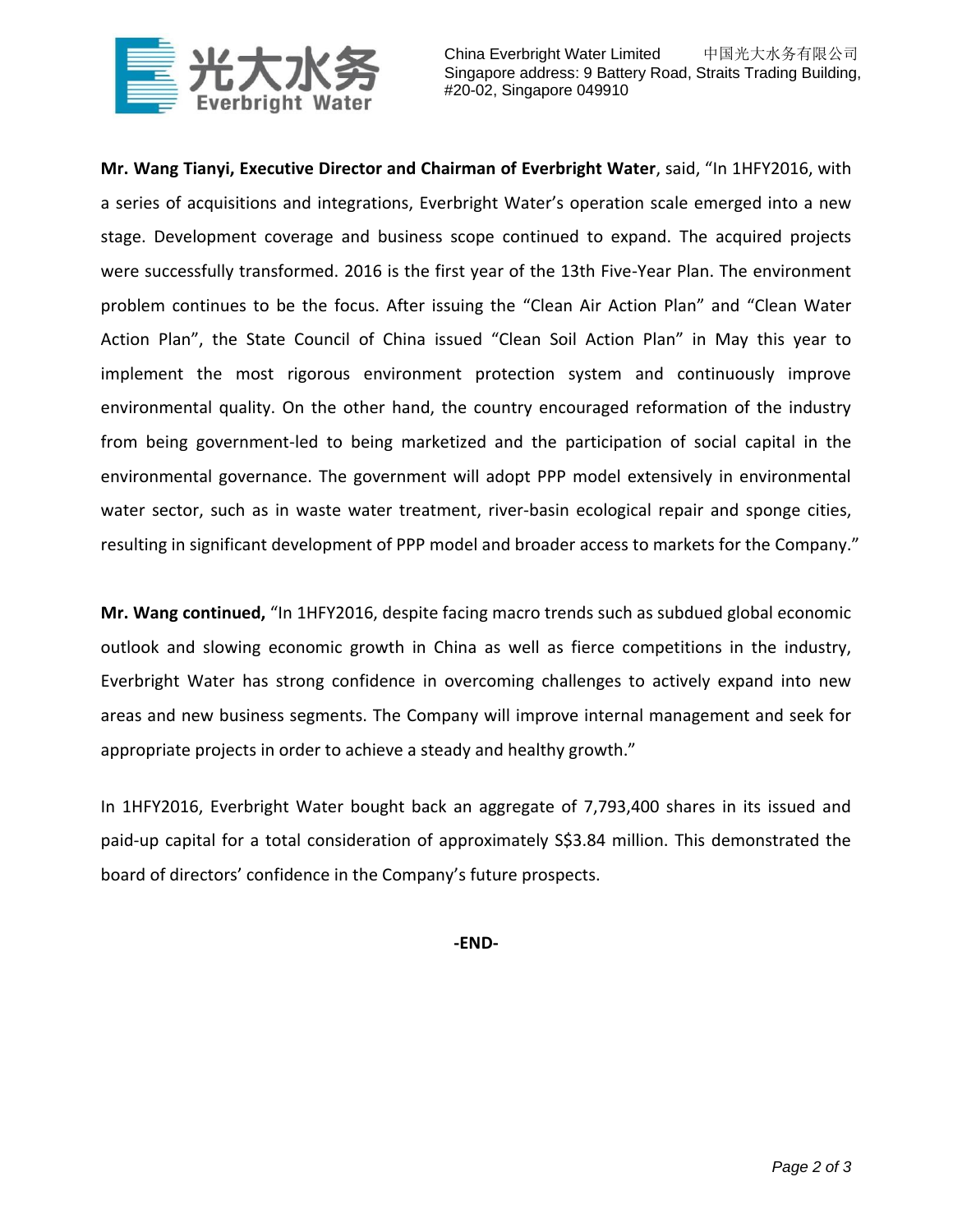**Mr. Wang Tianyi, Executive Director and Chairman of Everbright Water**, said, "In 1HFY2016, with a series of acquisitions and integrations, Everbright Water's operation scale emerged into a new stage. Development coverage and business scope continued to expand. The acquired projects were successfully transformed. 2016 is the first year of the 13th Five-Year Plan. The environment problem continues to be the focus. After issuing the "Clean Air Action Plan" and "Clean Water Action Plan", the State Council of China issued "Clean Soil Action Plan" in May this year to implement the most rigorous environment protection system and continuously improve environmental quality. On the other hand, the country encouraged reformation of the industry from being government-led to being marketized and the participation of social capital in the environmental governance. The government will adopt PPP model extensively in environmental water sector, such as in waste water treatment, river-basin ecological repair and sponge cities, resulting in significant development of PPP model and broader access to markets for the Company."

**Mr. Wang continued,** "In 1HFY2016, despite facing macro trends such as subdued global economic outlook and slowing economic growth in China as well as fierce competitions in the industry, Everbright Water has strong confidence in overcoming challenges to actively expand into new areas and new business segments. The Company will improve internal management and seek for appropriate projects in order to achieve a steady and healthy growth."

In 1HFY2016, Everbright Water bought back an aggregate of 7,793,400 shares in its issued and paid-up capital for a total consideration of approximately S$3.84 million. This demonstrated the board of directors' confidence in the Company's future prospects.

**-END-**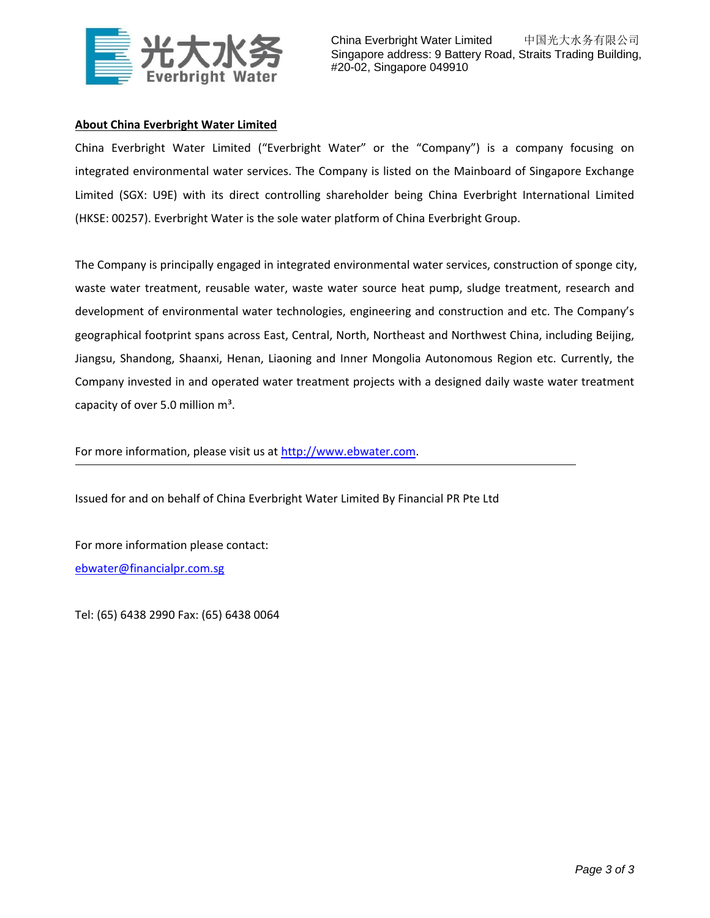China Everbright Water Limited 中国光大水务有限公司
Singapore address: 9 Battery Road, Straits Trading Building, #20-02, Singapore 049910

**About China Everbright Water Limited**

China Everbright Water Limited ("Everbright Water" or the "Company") is a company focusing on integrated environmental water services. The Company is listed on the Mainboard of Singapore Exchange Limited (SGX: U9E) with its direct controlling shareholder being China Everbright International Limited (HKSE: 00257). Everbright Water is the sole water platform of China Everbright Group.

The Company is principally engaged in integrated environmental water services, construction of sponge city, waste water treatment, reusable water, waste water source heat pump, sludge treatment, research and development of environmental water technologies, engineering and construction and etc. The Company's geographical footprint spans across East, Central, North, Northeast and Northwest China, including Beijing, Jiangsu, Shandong, Shaanxi, Henan, Liaoning and Inner Mongolia Autonomous Region etc. Currently, the Company invested in and operated water treatment projects with a designed daily waste water treatment capacity of over 5.0 million $m^3$.

For more information, please visit us at http://www.ebwater.com.

---

Issued for and on behalf of China Everbright Water Limited By Financial PR Pte Ltd

For more information please contact:
ebwater@financialpr.com.sg

Tel: (65) 6438 2990 Fax: (65) 6438 0064